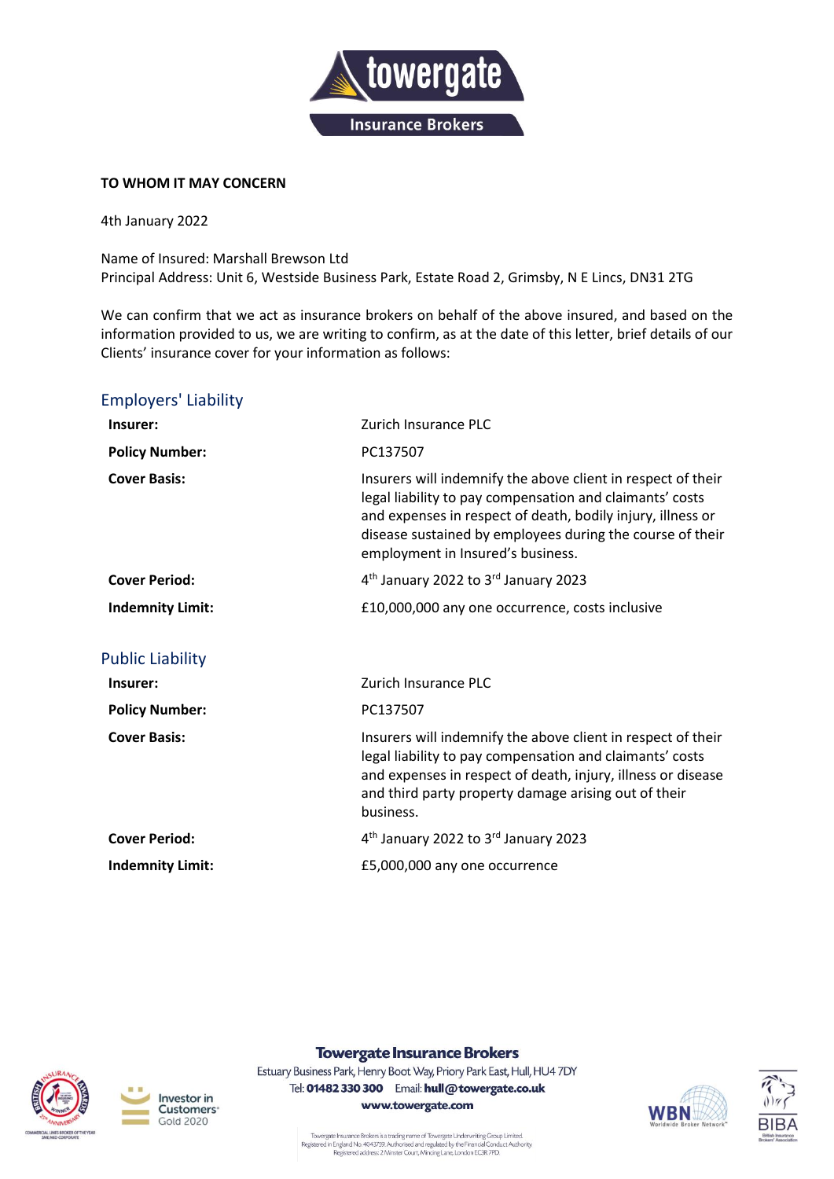**TO WHOM IT MAY CONCERN**

4th January 2022

Name of Insured: Marshall Brewson Ltd
Principal Address: Unit 6, Westside Business Park, Estate Road 2, Grimsby, N E Lincs, DN31 2TG

We can confirm that we act as insurance brokers on behalf of the above insured, and based on the information provided to us, we are writing to confirm, as at the date of this letter, brief details of our Clients' insurance cover for your information as follows:

## Employers' Liability

| | |
|---|---|
| **Insurer:** | Zurich Insurance PLC |
| **Policy Number:** | PC137507 |
| **Cover Basis:** | Insurers will indemnify the above client in respect of their legal liability to pay compensation and claimants' costs and expenses in respect of death, bodily injury, illness or disease sustained by employees during the course of their employment in Insured's business. |
| **Cover Period:** | 4th January 2022 to 3rd January 2023 |
| **Indemnity Limit:** | £10,000,000 any one occurrence, costs inclusive |

## Public Liability

| | |
|---|---|
| **Insurer:** | Zurich Insurance PLC |
| **Policy Number:** | PC137507 |
| **Cover Basis:** | Insurers will indemnify the above client in respect of their legal liability to pay compensation and claimants' costs and expenses in respect of death, injury, illness or disease and third party property damage arising out of their business. |
| **Cover Period:** | 4th January 2022 to 3rd January 2023 |
| **Indemnity Limit:** | £5,000,000 any one occurrence |

**Towergate Insurance Brokers**
Estuary Business Park, Henry Boot Way, Priory Park East, Hull, HU4 7DY
Tel: **01482 330 300** Email: **hull@towergate.co.uk**
**www.towergate.com**

Towergate Insurance Brokers is a trading name of Towergate Underwriting Group Limited.
Registered in England No. 4043759. Authorised and regulated by the Financial Conduct Authority.
Registered address: 2 Minster Court, Mincing Lane, London EC3R 7PD.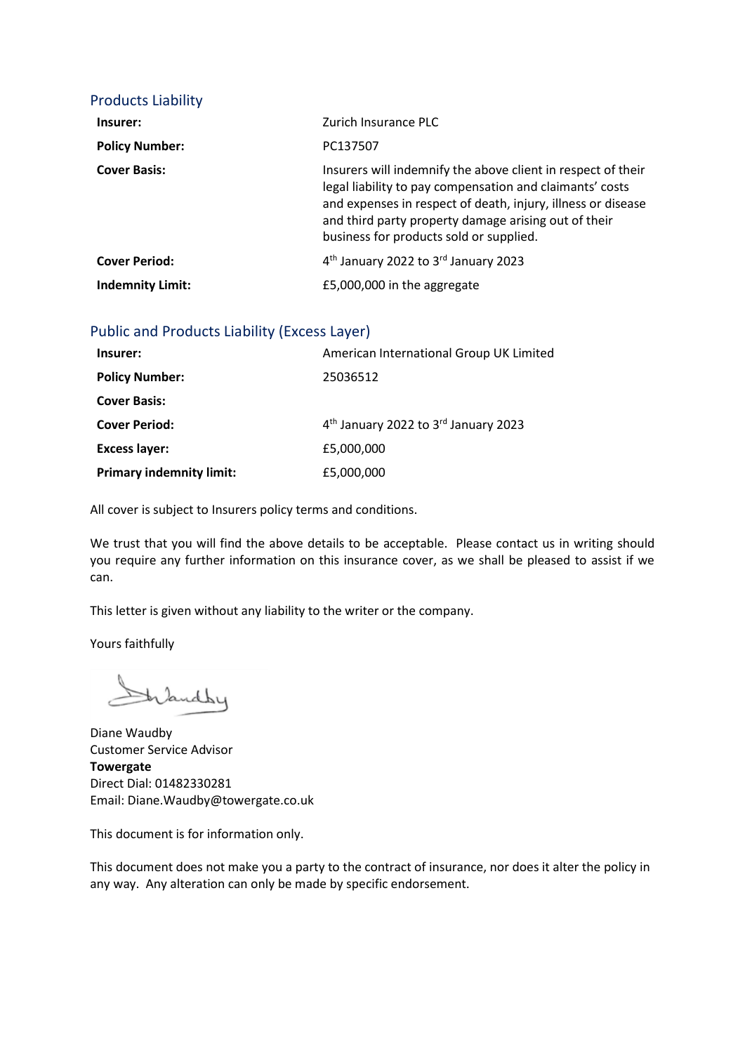## Products Liability

| | |
|---|---|
| **Insurer:** | Zurich Insurance PLC |
| **Policy Number:** | PC137507 |
| **Cover Basis:** | Insurers will indemnify the above client in respect of their legal liability to pay compensation and claimants' costs and expenses in respect of death, injury, illness or disease and third party property damage arising out of their business for products sold or supplied. |
| **Cover Period:** | 4th January 2022 to 3rd January 2023 |
| **Indemnity Limit:** | £5,000,000 in the aggregate |

## Public and Products Liability (Excess Layer)

| | |
|---|---|
| **Insurer:** | American International Group UK Limited |
| **Policy Number:** | 25036512 |
| **Cover Basis:** | |
| **Cover Period:** | 4th January 2022 to 3rd January 2023 |
| **Excess layer:** | £5,000,000 |
| **Primary indemnity limit:** | £5,000,000 |

All cover is subject to Insurers policy terms and conditions.

We trust that you will find the above details to be acceptable. Please contact us in writing should you require any further information on this insurance cover, as we shall be pleased to assist if we can.

This letter is given without any liability to the writer or the company.

Yours faithfully

Diane Waudby
Customer Service Advisor
**Towergate**
Direct Dial: 01482330281
Email: Diane.Waudby@towergate.co.uk

This document is for information only.

This document does not make you a party to the contract of insurance, nor does it alter the policy in any way. Any alteration can only be made by specific endorsement.